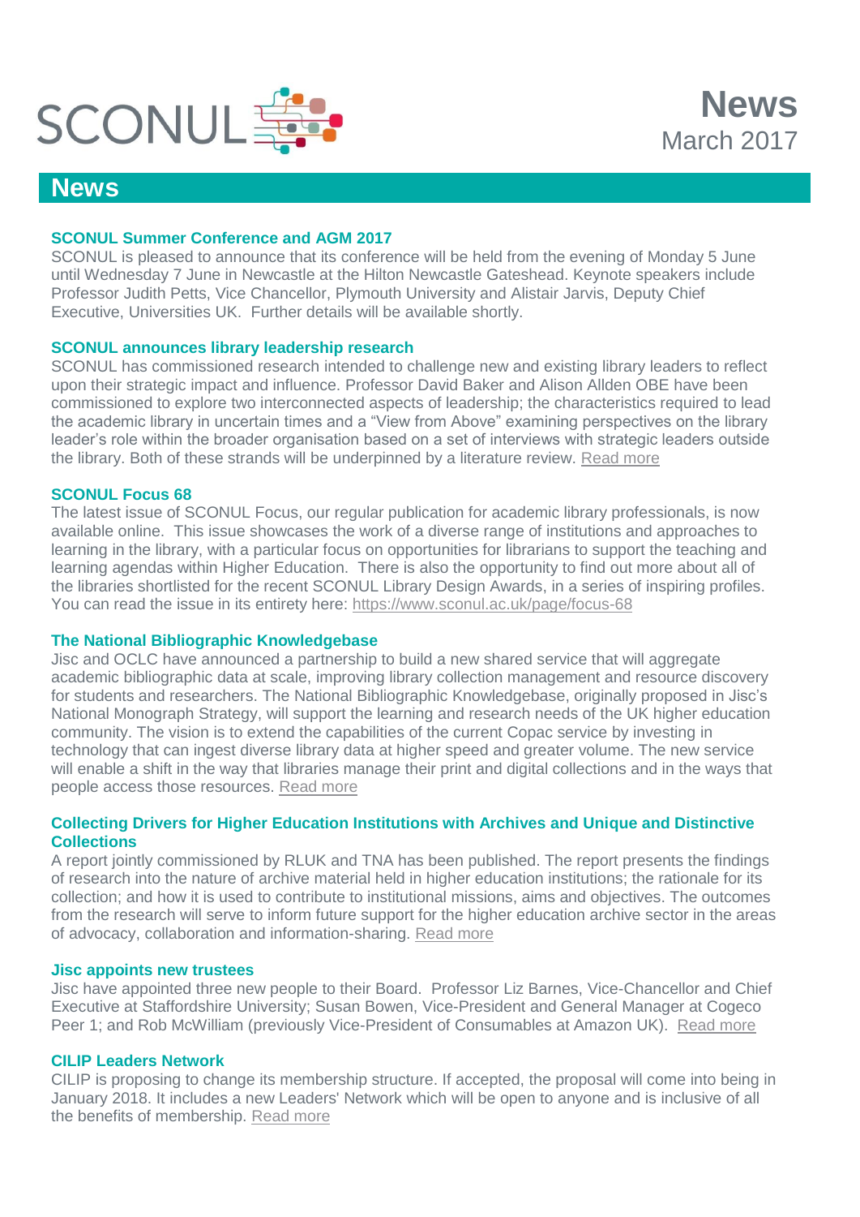SCONUL

# News
March 2017

## News

### SCONUL Summer Conference and AGM 2017

SCONUL is pleased to announce that its conference will be held from the evening of Monday 5 June until Wednesday 7 June in Newcastle at the Hilton Newcastle Gateshead. Keynote speakers include Professor Judith Petts, Vice Chancellor, Plymouth University and Alistair Jarvis, Deputy Chief Executive, Universities UK. Further details will be available shortly.

### SCONUL announces library leadership research

SCONUL has commissioned research intended to challenge new and existing library leaders to reflect upon their strategic impact and influence. Professor David Baker and Alison Allden OBE have been commissioned to explore two interconnected aspects of leadership; the characteristics required to lead the academic library in uncertain times and a "View from Above" examining perspectives on the library leader's role within the broader organisation based on a set of interviews with strategic leaders outside the library. Both of these strands will be underpinned by a literature review. Read more

### SCONUL Focus 68

The latest issue of SCONUL Focus, our regular publication for academic library professionals, is now available online. This issue showcases the work of a diverse range of institutions and approaches to learning in the library, with a particular focus on opportunities for librarians to support the teaching and learning agendas within Higher Education. There is also the opportunity to find out more about all of the libraries shortlisted for the recent SCONUL Library Design Awards, in a series of inspiring profiles. You can read the issue in its entirety here: https://www.sconul.ac.uk/page/focus-68

### The National Bibliographic Knowledgebase

Jisc and OCLC have announced a partnership to build a new shared service that will aggregate academic bibliographic data at scale, improving library collection management and resource discovery for students and researchers. The National Bibliographic Knowledgebase, originally proposed in Jisc's National Monograph Strategy, will support the learning and research needs of the UK higher education community. The vision is to extend the capabilities of the current Copac service by investing in technology that can ingest diverse library data at higher speed and greater volume. The new service will enable a shift in the way that libraries manage their print and digital collections and in the ways that people access those resources. Read more

### Collecting Drivers for Higher Education Institutions with Archives and Unique and Distinctive Collections

A report jointly commissioned by RLUK and TNA has been published. The report presents the findings of research into the nature of archive material held in higher education institutions; the rationale for its collection; and how it is used to contribute to institutional missions, aims and objectives. The outcomes from the research will serve to inform future support for the higher education archive sector in the areas of advocacy, collaboration and information-sharing. Read more

### Jisc appoints new trustees

Jisc have appointed three new people to their Board. Professor Liz Barnes, Vice-Chancellor and Chief Executive at Staffordshire University; Susan Bowen, Vice-President and General Manager at Cogeco Peer 1; and Rob McWilliam (previously Vice-President of Consumables at Amazon UK). Read more

### CILIP Leaders Network

CILIP is proposing to change its membership structure. If accepted, the proposal will come into being in January 2018. It includes a new Leaders' Network which will be open to anyone and is inclusive of all the benefits of membership. Read more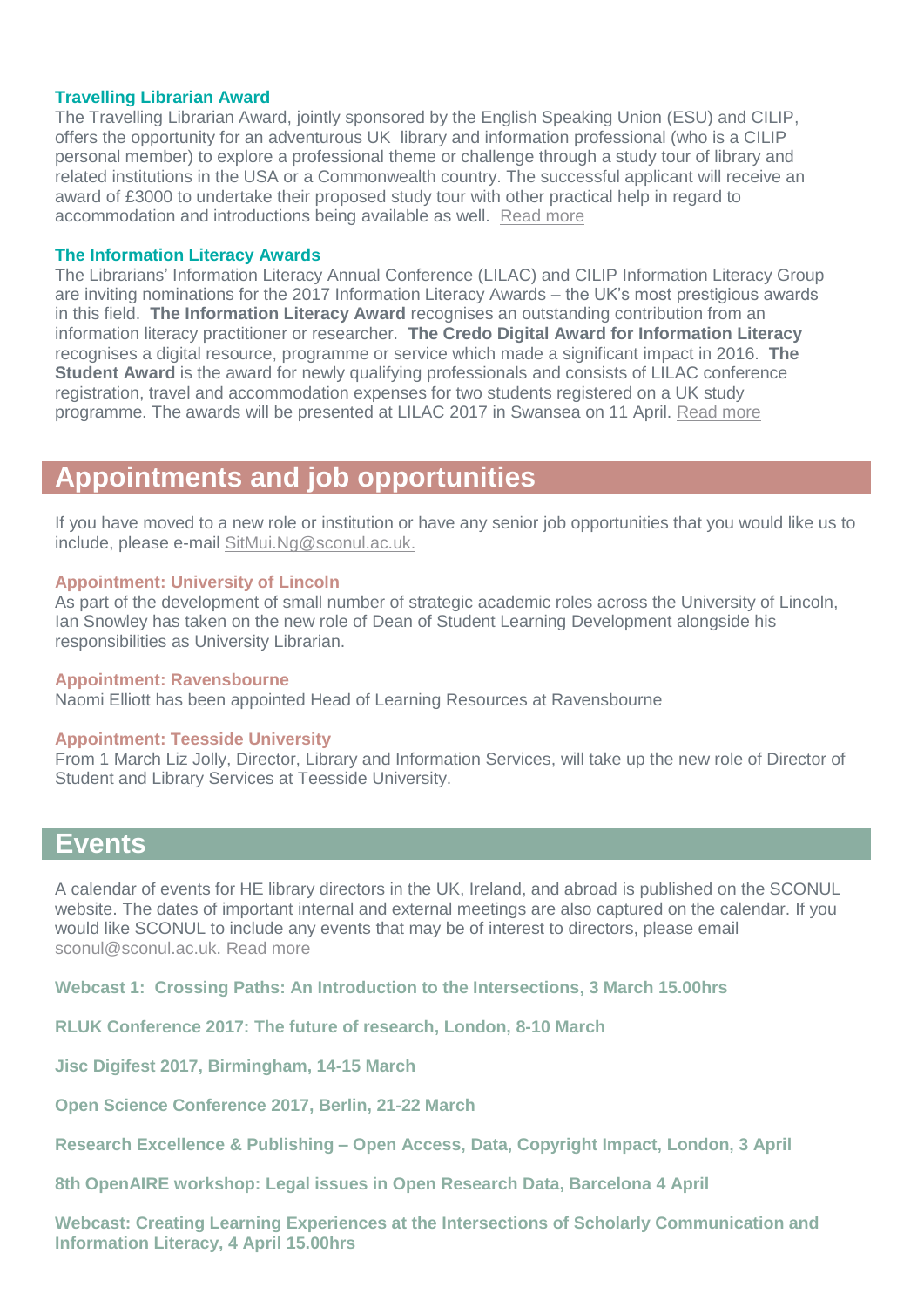### Travelling Librarian Award

The Travelling Librarian Award, jointly sponsored by the English Speaking Union (ESU) and CILIP, offers the opportunity for an adventurous UK library and information professional (who is a CILIP personal member) to explore a professional theme or challenge through a study tour of library and related institutions in the USA or a Commonwealth country. The successful applicant will receive an award of £3000 to undertake their proposed study tour with other practical help in regard to accommodation and introductions being available as well. Read more

### The Information Literacy Awards

The Librarians' Information Literacy Annual Conference (LILAC) and CILIP Information Literacy Group are inviting nominations for the 2017 Information Literacy Awards – the UK's most prestigious awards in this field. **The Information Literacy Award** recognises an outstanding contribution from an information literacy practitioner or researcher. **The Credo Digital Award for Information Literacy** recognises a digital resource, programme or service which made a significant impact in 2016. **The Student Award** is the award for newly qualifying professionals and consists of LILAC conference registration, travel and accommodation expenses for two students registered on a UK study programme. The awards will be presented at LILAC 2017 in Swansea on 11 April. Read more

## Appointments and job opportunities

If you have moved to a new role or institution or have any senior job opportunities that you would like us to include, please e-mail SitMui.Ng@sconul.ac.uk.

### Appointment: University of Lincoln

As part of the development of small number of strategic academic roles across the University of Lincoln, Ian Snowley has taken on the new role of Dean of Student Learning Development alongside his responsibilities as University Librarian.

### Appointment: Ravensbourne

Naomi Elliott has been appointed Head of Learning Resources at Ravensbourne

### Appointment: Teesside University

From 1 March Liz Jolly, Director, Library and Information Services, will take up the new role of Director of Student and Library Services at Teesside University.

## Events

A calendar of events for HE library directors in the UK, Ireland, and abroad is published on the SCONUL website. The dates of important internal and external meetings are also captured on the calendar. If you would like SCONUL to include any events that may be of interest to directors, please email sconul@sconul.ac.uk. Read more

**Webcast 1: Crossing Paths: An Introduction to the Intersections, 3 March 15.00hrs**

**RLUK Conference 2017: The future of research, London, 8-10 March**

**Jisc Digifest 2017, Birmingham, 14-15 March**

**Open Science Conference 2017, Berlin, 21-22 March**

**Research Excellence & Publishing – Open Access, Data, Copyright Impact, London, 3 April**

**8th OpenAIRE workshop: Legal issues in Open Research Data, Barcelona 4 April**

**Webcast: Creating Learning Experiences at the Intersections of Scholarly Communication and Information Literacy, 4 April 15.00hrs**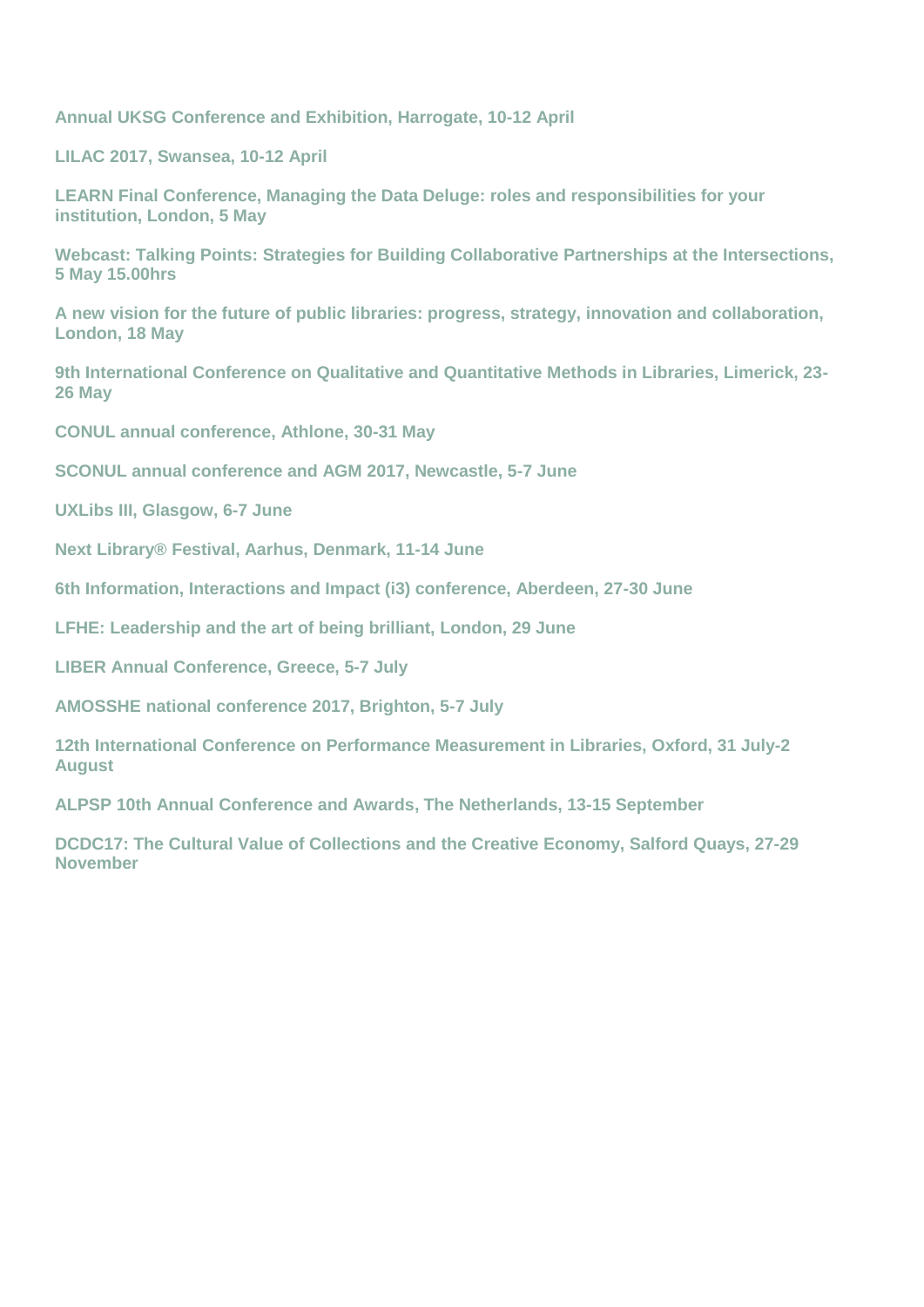**Annual UKSG Conference and Exhibition, Harrogate, 10-12 April**

**LILAC 2017, Swansea, 10-12 April**

**LEARN Final Conference, Managing the Data Deluge: roles and responsibilities for your institution, London, 5 May**

**Webcast: Talking Points: Strategies for Building Collaborative Partnerships at the Intersections, 5 May 15.00hrs**

**A new vision for the future of public libraries: progress, strategy, innovation and collaboration, London, 18 May**

**9th International Conference on Qualitative and Quantitative Methods in Libraries, Limerick, 23-26 May**

**CONUL annual conference, Athlone, 30-31 May**

**SCONUL annual conference and AGM 2017, Newcastle, 5-7 June**

**UXLibs III, Glasgow, 6-7 June**

**Next Library® Festival, Aarhus, Denmark, 11-14 June**

**6th Information, Interactions and Impact (i3) conference, Aberdeen, 27-30 June**

**LFHE: Leadership and the art of being brilliant, London, 29 June**

**LIBER Annual Conference, Greece, 5-7 July**

**AMOSSHE national conference 2017, Brighton, 5-7 July**

**12th International Conference on Performance Measurement in Libraries, Oxford, 31 July-2 August**

**ALPSP 10th Annual Conference and Awards, The Netherlands, 13-15 September**

**DCDC17: The Cultural Value of Collections and the Creative Economy, Salford Quays, 27-29 November**